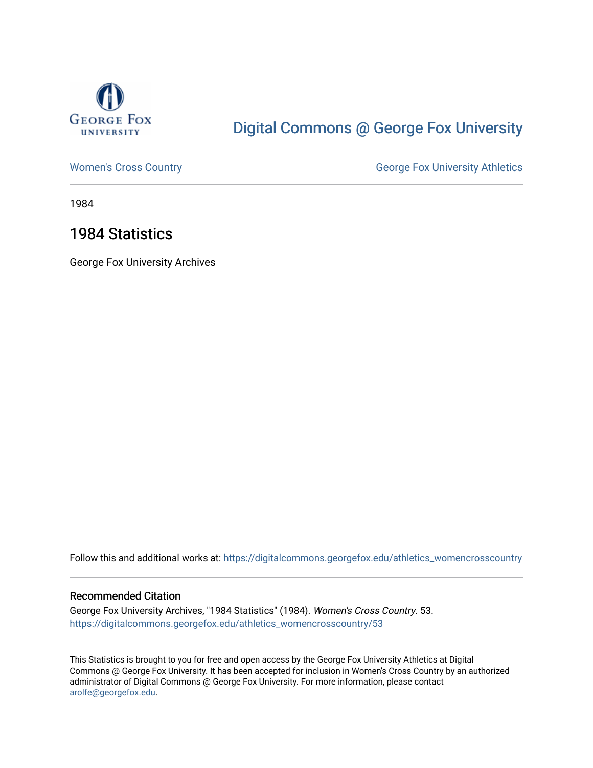George Fox University

# Digital Commons @ George Fox University

Women's Cross Country | George Fox University Athletics

1984

## 1984 Statistics

George Fox University Archives

Follow this and additional works at: https://digitalcommons.georgefox.edu/athletics_womencrosscountry

### Recommended Citation

George Fox University Archives, "1984 Statistics" (1984). *Women's Cross Country*. 53.
https://digitalcommons.georgefox.edu/athletics_womencrosscountry/53

This Statistics is brought to you for free and open access by the George Fox University Athletics at Digital Commons @ George Fox University. It has been accepted for inclusion in Women's Cross Country by an authorized administrator of Digital Commons @ George Fox University. For more information, please contact arolfe@georgefox.edu.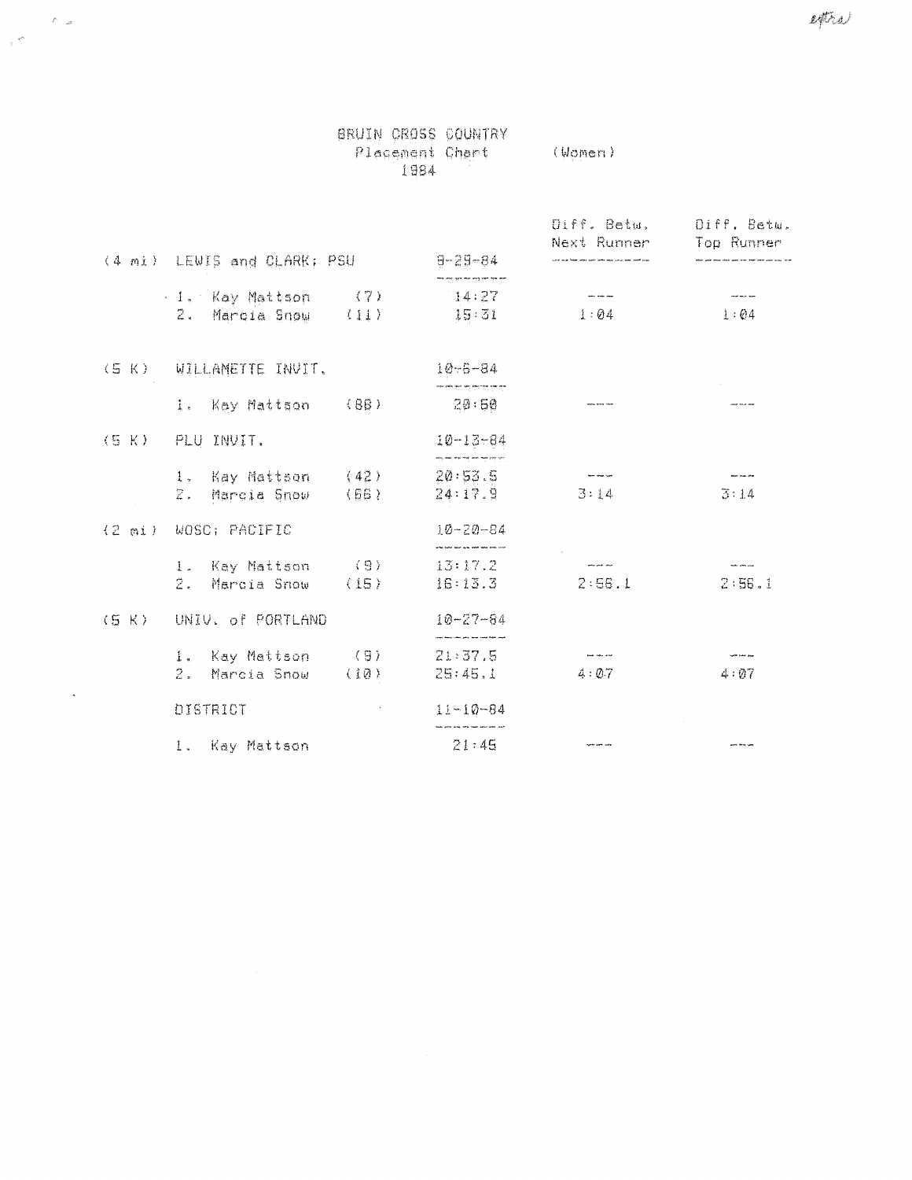extra

# BRUIN CROSS COUNTRY
## Placement Chart (Women)
## 1984

| | | | Diff. Betw. Next Runner | Diff. Betw. Top Runner |
|---|---|---|---|---|
| (4 mi) | LEWIS and CLARK; PSU | 9-29-84 | | |
| | 1. Kay Mattson (7) | 14:27 | --- | --- |
| | 2. Marcia Snow (11) | 15:31 | 1:04 | 1:04 |
| (5 K) | WILLAMETTE INVIT. | 10-6-84 | | |
| | 1. Kay Mattson (88) | 20:60 | --- | --- |
| (5 K) | PLU INVIT. | 10-13-84 | | |
| | 1. Kay Mattson (42) | 20:53.5 | --- | --- |
| | 2. Marcia Snow (66) | 24:17.9 | 3:14 | 3:14 |
| (2 mi) | WOSC; PACIFIC | 10-20-84 | | |
| | 1. Kay Mattson (9) | 13:17.2 | --- | --- |
| | 2. Marcia Snow (15) | 16:13.3 | 2:56.1 | 2:56.1 |
| (5 K) | UNIV. of PORTLAND | 10-27-84 | | |
| | 1. Kay Mattson (9) | 21:37.5 | --- | --- |
| | 2. Marcia Snow (10) | 25:45.1 | 4:07 | 4:07 |
| | DISTRICT | 11-10-84 | | |
| | 1. Kay Mattson | 21:45 | --- | --- |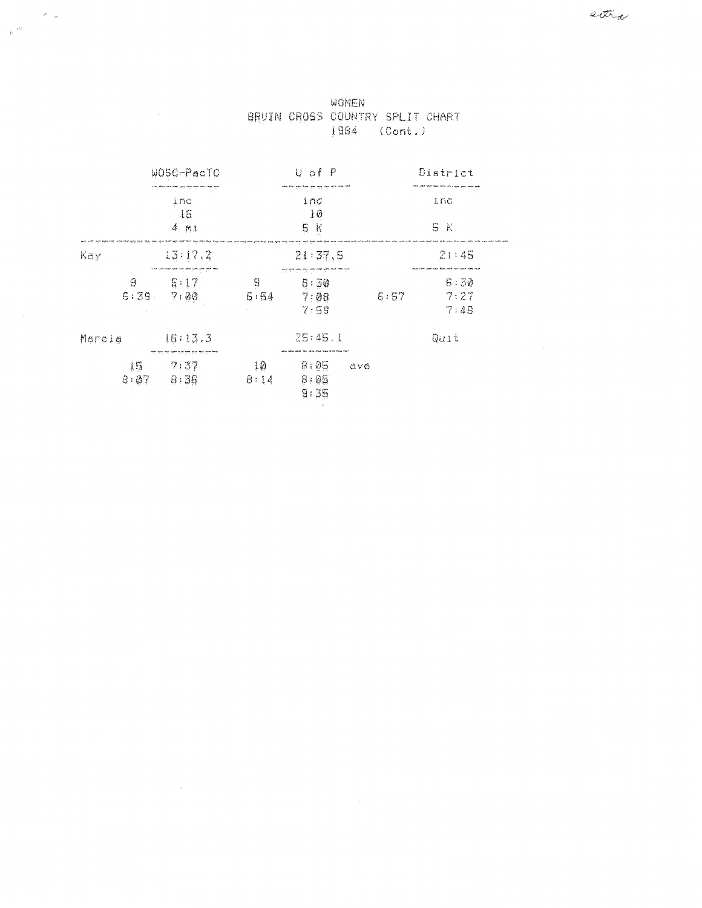extra

# WOMEN
## BRUIN CROSS COUNTRY SPLIT CHART
### 1984 (Cont.)

| | WOSC-PacTC | | U of P | | District |
|---|---|---|---|---|---|
| | inc<br>15<br>4 mi | | inc<br>10<br>5 K | | inc<br><br>5 K |
| Kay | 13:17.2 | | 21:37.5 | | 21:45 |
| 9<br>6:39 | 6:17<br>7:00 | 9<br>6:54 | 6:30<br>7:08<br>7:59 | <br>6:57 | 6:30<br>7:27<br>7:48 |
| Marcia | 16:13.3 | | 25:45.1 | | Quit |
| 15<br>8:07 | 7:37<br>8:36 | 10<br>8:14 | 8:05 ave<br>8:05<br>9:35 | | |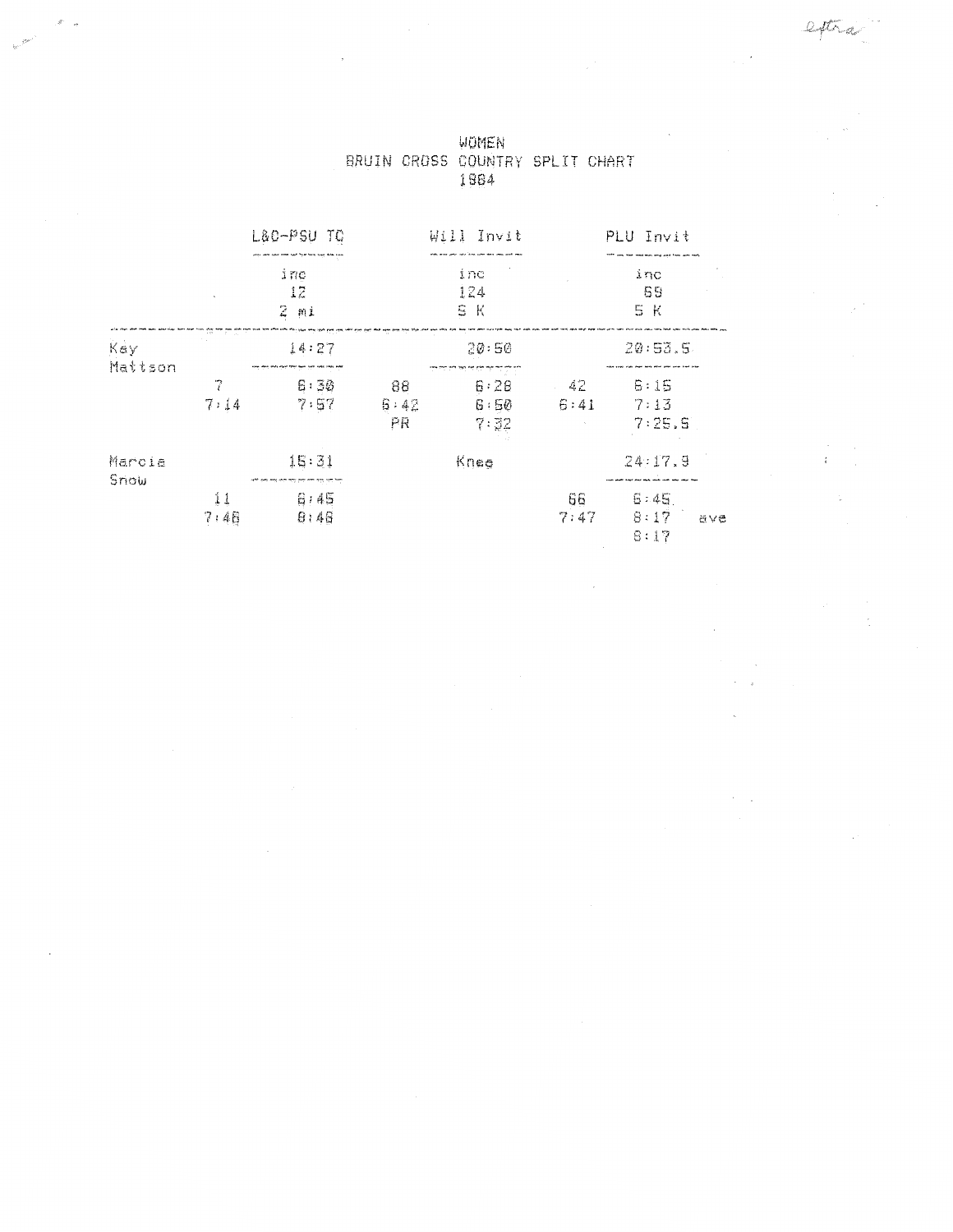extra

# WOMEN
## BRUIN CROSS COUNTRY SPLIT CHART
## 1984

| | L&C-PSU TC | | Will Invit | | PLU Invit | |
|---|---|---|---|---|---|---|
| | inc | | inc | | inc | |
| | 12 | | 124 | | 69 | |
| | 2 mi | | 5 K | | 5 K | |
| Kay Mattson | | 14:27 | | 20:50 | | 20:53.5 |
| | 7 | 6:30 | 88 | 6:28 | 42 | 6:15 |
| | 7:14 | 7:57 | 6:42 | 6:50 | 6:41 | 7:13 |
| | | | PR | 7:32 | | 7:25.5 |
| Marcia Snow | | 15:31 | | Knee | | 24:17.9 |
| | 11 | 6:45 | | | 66 | 6:45 |
| | 7:46 | 8:46 | | | 7:47 | 8:17 ave |
| | | | | | | 8:17 |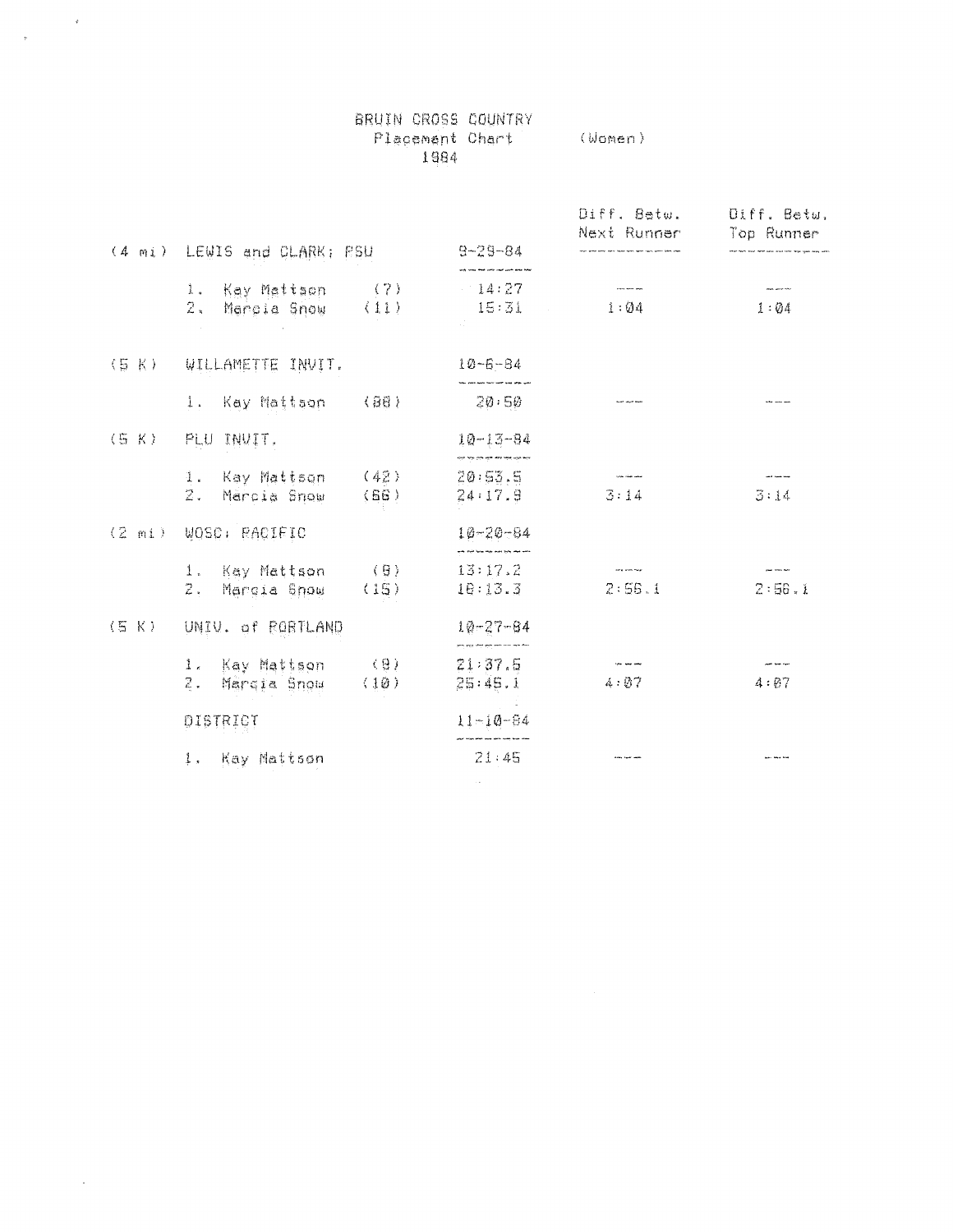# BRUIN CROSS COUNTRY
## Placement Chart (Women)
## 1984

| | | | Diff. Betw. Next Runner | Diff. Betw. Top Runner |
|---|---|---|---|---|
| (4 mi) | LEWIS and CLARK; PSU | 9-29-84 | | |
| | 1. Kay Mattson (7) | 14:27 | --- | --- |
| | 2. Marcia Snow (11) | 15:31 | 1:04 | 1:04 |
| (5 K) | WILLAMETTE INVIT. | 10-6-84 | | |
| | 1. Kay Mattson (88) | 20:50 | --- | --- |
| (5 K) | PLU INVIT. | 10-13-84 | | |
| | 1. Kay Mattson (42) | 20:53.5 | --- | --- |
| | 2. Marcia Snow (66) | 24:17.9 | 3:14 | 3:14 |
| (2 mi) | WOSC; PACIFIC | 10-20-84 | | |
| | 1. Kay Mattson (9) | 13:17.2 | --- | --- |
| | 2. Marcia Snow (15) | 16:13.3 | 2:56.1 | 2:56.1 |
| (5 K) | UNIV. of PORTLAND | 10-27-84 | | |
| | 1. Kay Mattson (9) | 21:37.5 | --- | --- |
| | 2. Marcia Snow (10) | 25:45.1 | 4:07 | 4:07 |
| | DISTRICT | 11-10-84 | | |
| | 1. Kay Mattson | 21:45 | --- | --- |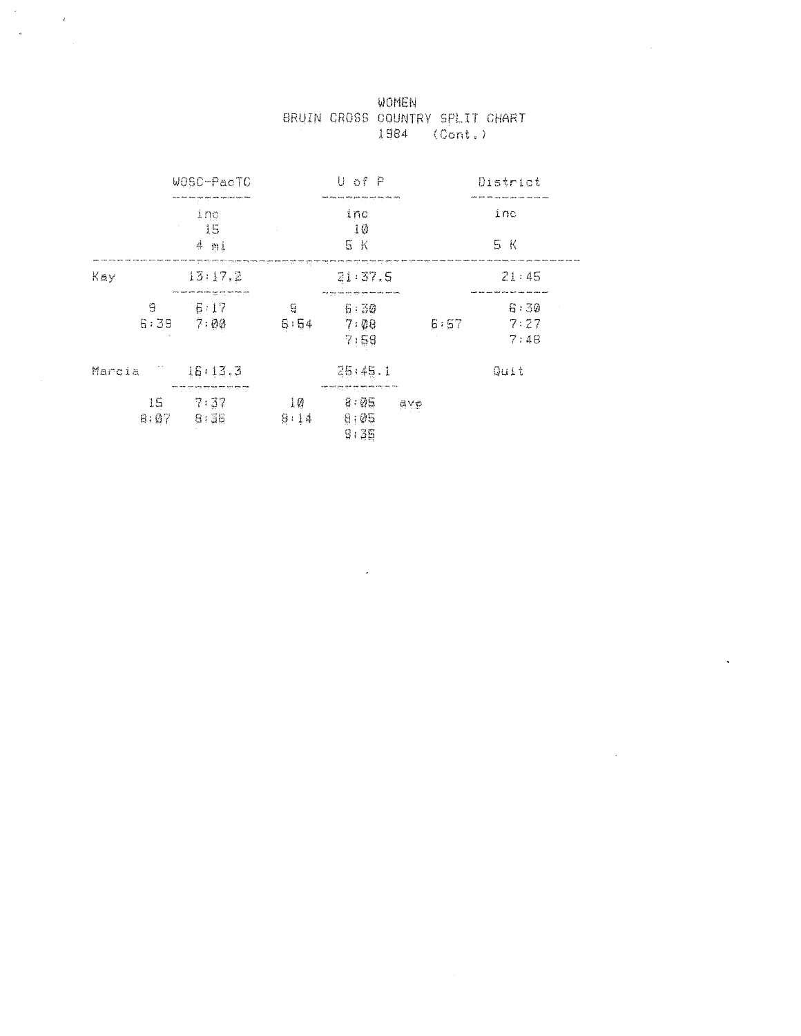# WOMEN
## BRUIN CROSS COUNTRY SPLIT CHART
### 1984 (Cont.)

| | WOSC-PacTC | | U of P | | District |
|---|---|---|---|---|---|
| | inc | | inc | | inc |
| | 15 | | 10 | | |
| | 4 mi | | 5 K | | 5 K |
| Kay | 13:17.2 | | 21:37.5 | | 21:45 |
| 9 | 6:17 | 9 | 6:30 | | 6:30 |
| 6:39 | 7:00 | 6:54 | 7:08 | 6:57 | 7:27 |
| | | | 7:59 | | 7:48 |
| Marcia | 16:13.3 | | 25:45.1 | | Quit |
| 15 | 7:37 | 10 | 8:05 ave | | |
| 8:07 | 8:36 | 8:14 | 8:05 | | |
| | | | 9:35 | | |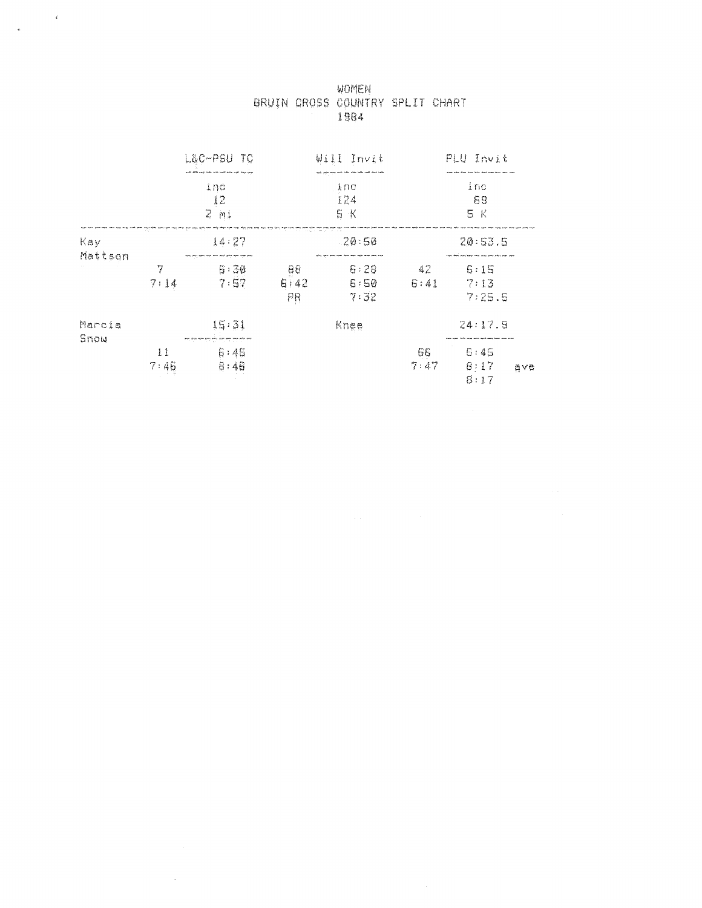WOMEN
BRUIN CROSS COUNTRY SPLIT CHART
1984

| | | L&C-PSU TC | | Will Invit | | PLU Invit | |
|---|---|---|---|---|---|---|---|
| | | inc | | inc | | inc | |
| | | 12 | | 124 | | 69 | |
| | | 2 mi | | 5 K | | 5 K | |
| Kay Mattson | | 14:27 | | 20:50 | | 20:53.5 | |
| | 7 | 6:30 | 88 | 6:28 | 42 | 6:15 | |
| | 7:14 | 7:57 | 6:42 | 6:50 | 6:41 | 7:13 | |
| | | | PR | 7:32 | | 7:25.5 | |
| Marcia Snow | | 15:31 | | Knee | | 24:17.9 | |
| | 11 | 6:45 | | | 66 | 6:45 | |
| | 7:46 | 8:46 | | | 7:47 | 8:17 | ave |
| | | | | | | 8:17 | |